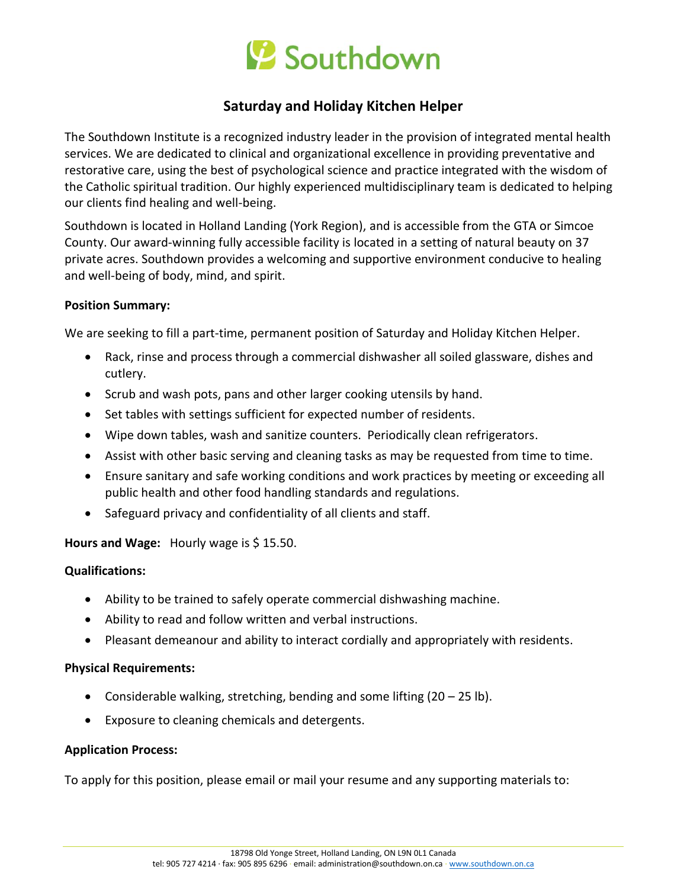# Southdown

## Saturday and Holiday Kitchen Helper

The Southdown Institute is a recognized industry leader in the provision of integrated mental health services. We are dedicated to clinical and organizational excellence in providing preventative and restorative care, using the best of psychological science and practice integrated with the wisdom of the Catholic spiritual tradition. Our highly experienced multidisciplinary team is dedicated to helping our clients find healing and well-being.

Southdown is located in Holland Landing (York Region), and is accessible from the GTA or Simcoe County. Our award-winning fully accessible facility is located in a setting of natural beauty on 37 private acres. Southdown provides a welcoming and supportive environment conducive to healing and well-being of body, mind, and spirit.

**Position Summary:**

We are seeking to fill a part-time, permanent position of Saturday and Holiday Kitchen Helper.

- Rack, rinse and process through a commercial dishwasher all soiled glassware, dishes and cutlery.
- Scrub and wash pots, pans and other larger cooking utensils by hand.
- Set tables with settings sufficient for expected number of residents.
- Wipe down tables, wash and sanitize counters. Periodically clean refrigerators.
- Assist with other basic serving and cleaning tasks as may be requested from time to time.
- Ensure sanitary and safe working conditions and work practices by meeting or exceeding all public health and other food handling standards and regulations.
- Safeguard privacy and confidentiality of all clients and staff.

**Hours and Wage:** Hourly wage is $ 15.50.

**Qualifications:**

- Ability to be trained to safely operate commercial dishwashing machine.
- Ability to read and follow written and verbal instructions.
- Pleasant demeanour and ability to interact cordially and appropriately with residents.

**Physical Requirements:**

- Considerable walking, stretching, bending and some lifting (20 – 25 lb).
- Exposure to cleaning chemicals and detergents.

**Application Process:**

To apply for this position, please email or mail your resume and any supporting materials to:

18798 Old Yonge Street, Holland Landing, ON L9N 0L1 Canada
tel: 905 727 4214 · fax: 905 895 6296 · email: administration@southdown.on.ca · www.southdown.on.ca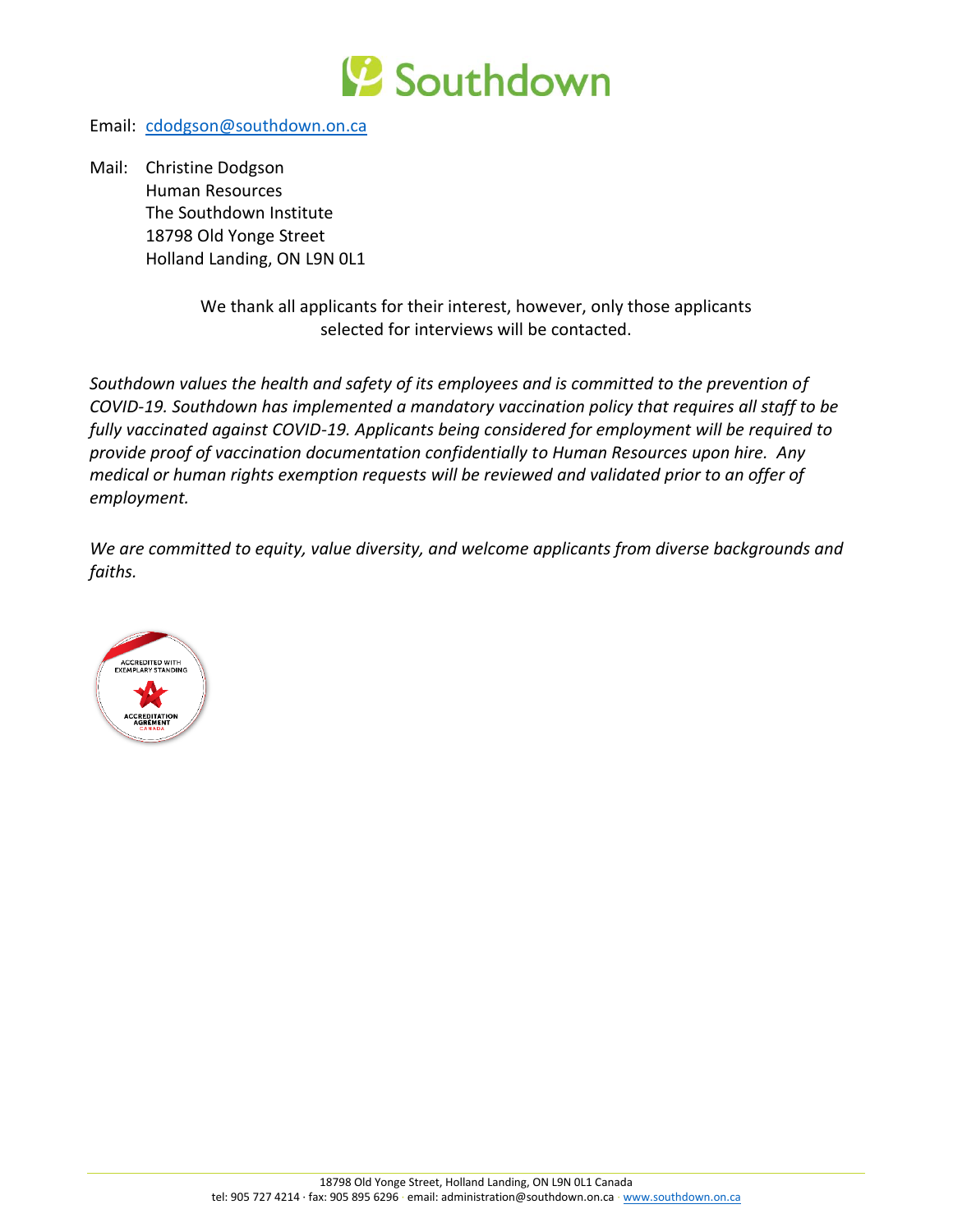Email: cdodgson@southdown.on.ca

Mail: Christine Dodgson
Human Resources
The Southdown Institute
18798 Old Yonge Street
Holland Landing, ON L9N 0L1

We thank all applicants for their interest, however, only those applicants selected for interviews will be contacted.

*Southdown values the health and safety of its employees and is committed to the prevention of COVID-19. Southdown has implemented a mandatory vaccination policy that requires all staff to be fully vaccinated against COVID-19. Applicants being considered for employment will be required to provide proof of vaccination documentation confidentially to Human Resources upon hire. Any medical or human rights exemption requests will be reviewed and validated prior to an offer of employment.*

*We are committed to equity, value diversity, and welcome applicants from diverse backgrounds and faiths.*

ACCREDITED WITH EXEMPLARY STANDING
ACCREDITATION AGREMENT CANADA